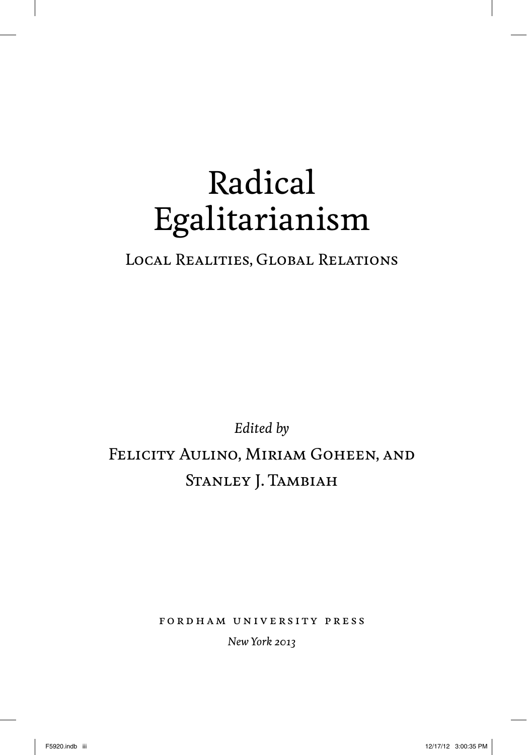# Radical Egalitarianism

## Local Realities, Global Relations

*Edited by*

Felicity Aulino, Miriam Goheen, and Stanley J. Tambiah

fordham university press

*New York 2013*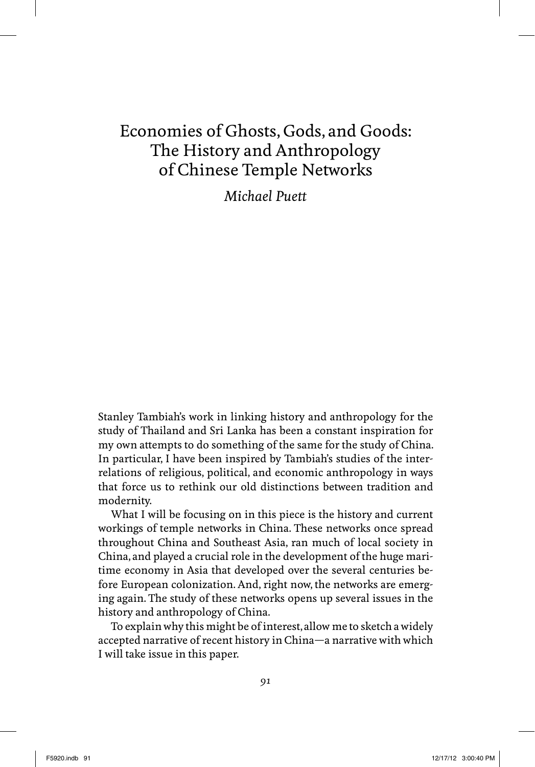# Economies of Ghosts, Gods, and Goods: The History and Anthropology of Chinese Temple Networks

*Michael Puett*

Stanley Tambiah's work in linking history and anthropology for the study of Thailand and Sri Lanka has been a constant inspiration for my own attempts to do something of the same for the study of China. In particular, I have been inspired by Tambiah's studies of the interrelations of religious, political, and economic anthropology in ways that force us to rethink our old distinctions between tradition and modernity.

What I will be focusing on in this piece is the history and current workings of temple networks in China. These networks once spread throughout China and Southeast Asia, ran much of local society in China, and played a crucial role in the development of the huge maritime economy in Asia that developed over the several centuries before European colonization. And, right now, the networks are emerging again. The study of these networks opens up several issues in the history and anthropology of China.

To explain why this might be of interest, allow me to sketch a widely accepted narrative of recent history in China—a narrative with which I will take issue in this paper.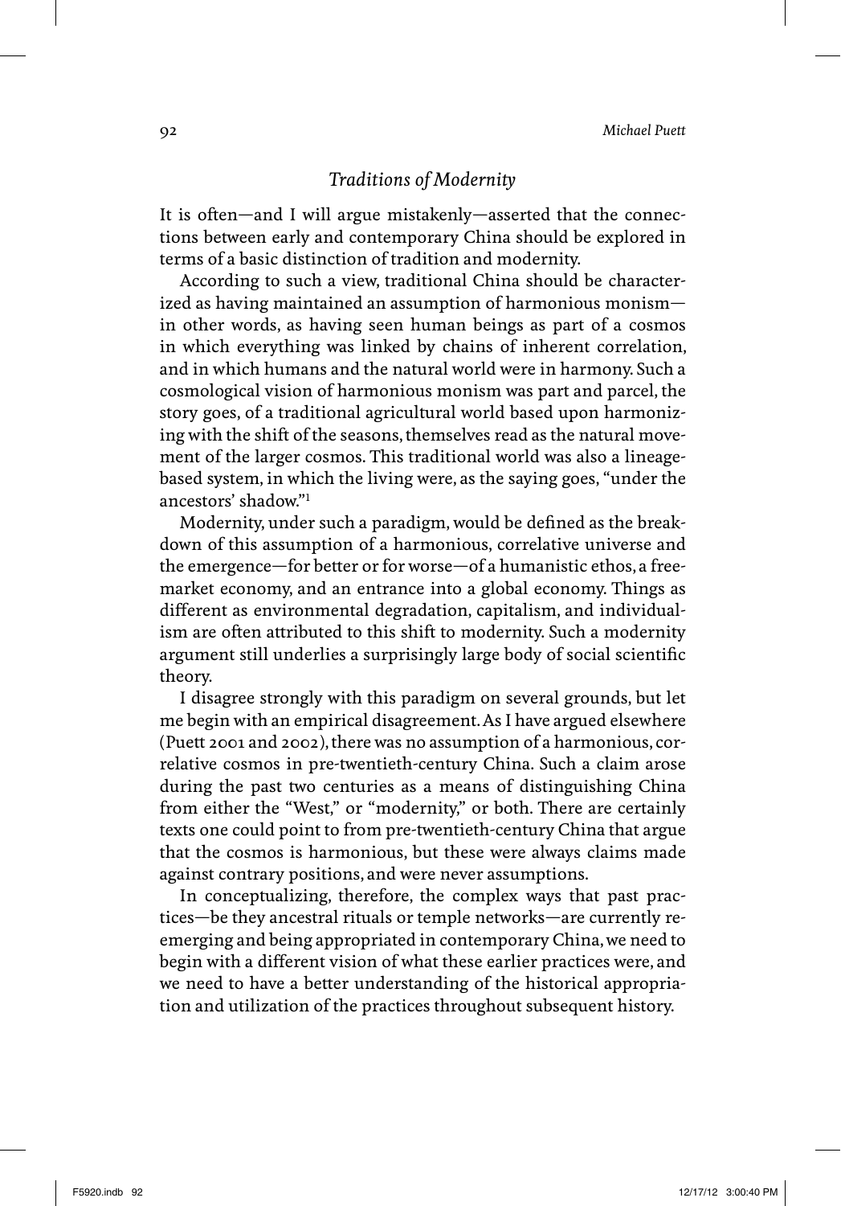## *Traditions of Modernity*

It is often—and I will argue mistakenly—asserted that the connections between early and contemporary China should be explored in terms of a basic distinction of tradition and modernity.

According to such a view, traditional China should be characterized as having maintained an assumption of harmonious monism—in other words, as having seen human beings as part of a cosmos in which everything was linked by chains of inherent correlation, and in which humans and the natural world were in harmony. Such a cosmological vision of harmonious monism was part and parcel, the story goes, of a traditional agricultural world based upon harmonizing with the shift of the seasons, themselves read as the natural movement of the larger cosmos. This traditional world was also a lineage-based system, in which the living were, as the saying goes, "under the ancestors' shadow."[1]

Modernity, under such a paradigm, would be defined as the breakdown of this assumption of a harmonious, correlative universe and the emergence—for better or for worse—of a humanistic ethos, a free-market economy, and an entrance into a global economy. Things as different as environmental degradation, capitalism, and individualism are often attributed to this shift to modernity. Such a modernity argument still underlies a surprisingly large body of social scientific theory.

I disagree strongly with this paradigm on several grounds, but let me begin with an empirical disagreement. As I have argued elsewhere (Puett 2001 and 2002), there was no assumption of a harmonious, correlative cosmos in pre-twentieth-century China. Such a claim arose during the past two centuries as a means of distinguishing China from either the "West," or "modernity," or both. There are certainly texts one could point to from pre-twentieth-century China that argue that the cosmos is harmonious, but these were always claims made against contrary positions, and were never assumptions.

In conceptualizing, therefore, the complex ways that past practices—be they ancestral rituals or temple networks—are currently re-emerging and being appropriated in contemporary China, we need to begin with a different vision of what these earlier practices were, and we need to have a better understanding of the historical appropriation and utilization of the practices throughout subsequent history.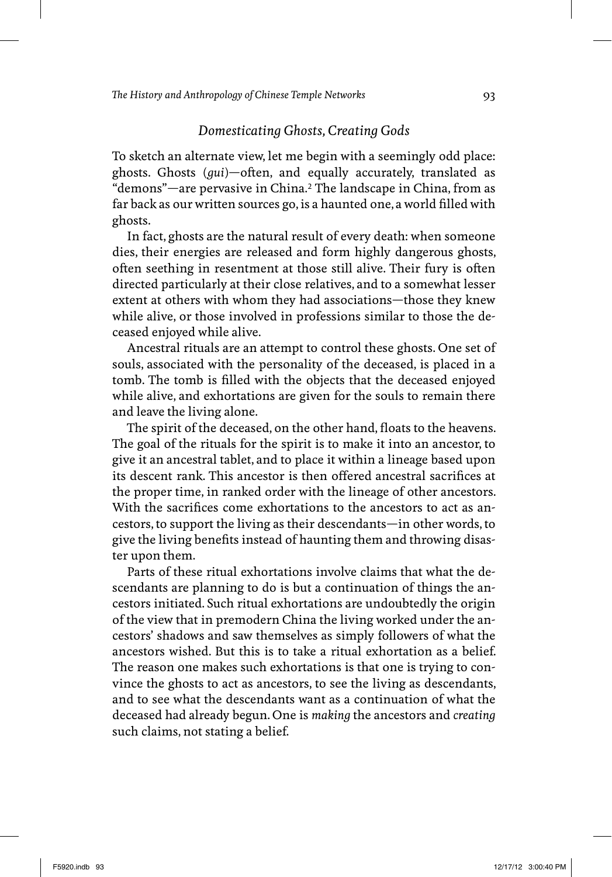## *Domesticating Ghosts, Creating Gods*

To sketch an alternate view, let me begin with a seemingly odd place: ghosts. Ghosts (*gui*)—often, and equally accurately, translated as "demons"—are pervasive in China.[2] The landscape in China, from as far back as our written sources go, is a haunted one, a world filled with ghosts.

In fact, ghosts are the natural result of every death: when someone dies, their energies are released and form highly dangerous ghosts, often seething in resentment at those still alive. Their fury is often directed particularly at their close relatives, and to a somewhat lesser extent at others with whom they had associations—those they knew while alive, or those involved in professions similar to those the deceased enjoyed while alive.

Ancestral rituals are an attempt to control these ghosts. One set of souls, associated with the personality of the deceased, is placed in a tomb. The tomb is filled with the objects that the deceased enjoyed while alive, and exhortations are given for the souls to remain there and leave the living alone.

The spirit of the deceased, on the other hand, floats to the heavens. The goal of the rituals for the spirit is to make it into an ancestor, to give it an ancestral tablet, and to place it within a lineage based upon its descent rank. This ancestor is then offered ancestral sacrifices at the proper time, in ranked order with the lineage of other ancestors. With the sacrifices come exhortations to the ancestors to act as ancestors, to support the living as their descendants—in other words, to give the living benefits instead of haunting them and throwing disaster upon them.

Parts of these ritual exhortations involve claims that what the descendants are planning to do is but a continuation of things the ancestors initiated. Such ritual exhortations are undoubtedly the origin of the view that in premodern China the living worked under the ancestors' shadows and saw themselves as simply followers of what the ancestors wished. But this is to take a ritual exhortation as a belief. The reason one makes such exhortations is that one is trying to convince the ghosts to act as ancestors, to see the living as descendants, and to see what the descendants want as a continuation of what the deceased had already begun. One is *making* the ancestors and *creating* such claims, not stating a belief.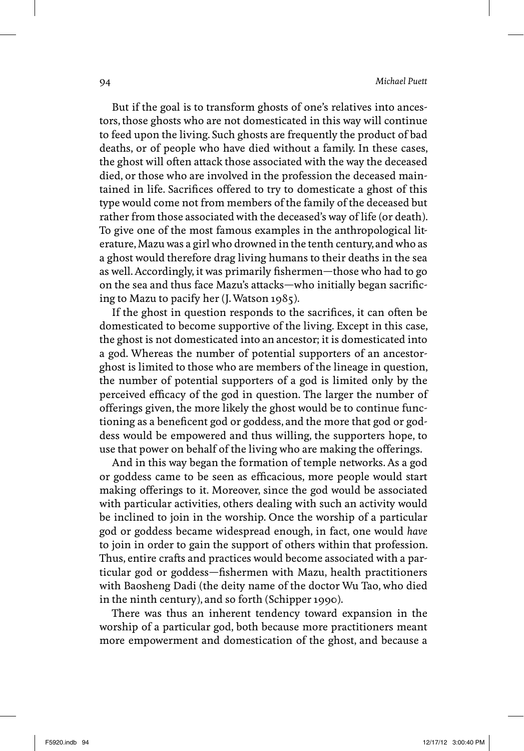But if the goal is to transform ghosts of one's relatives into ancestors, those ghosts who are not domesticated in this way will continue to feed upon the living. Such ghosts are frequently the product of bad deaths, or of people who have died without a family. In these cases, the ghost will often attack those associated with the way the deceased died, or those who are involved in the profession the deceased maintained in life. Sacrifices offered to try to domesticate a ghost of this type would come not from members of the family of the deceased but rather from those associated with the deceased's way of life (or death). To give one of the most famous examples in the anthropological literature, Mazu was a girl who drowned in the tenth century, and who as a ghost would therefore drag living humans to their deaths in the sea as well. Accordingly, it was primarily fishermen—those who had to go on the sea and thus face Mazu's attacks—who initially began sacrificing to Mazu to pacify her (J. Watson 1985).

If the ghost in question responds to the sacrifices, it can often be domesticated to become supportive of the living. Except in this case, the ghost is not domesticated into an ancestor; it is domesticated into a god. Whereas the number of potential supporters of an ancestor-ghost is limited to those who are members of the lineage in question, the number of potential supporters of a god is limited only by the perceived efficacy of the god in question. The larger the number of offerings given, the more likely the ghost would be to continue functioning as a beneficent god or goddess, and the more that god or goddess would be empowered and thus willing, the supporters hope, to use that power on behalf of the living who are making the offerings.

And in this way began the formation of temple networks. As a god or goddess came to be seen as efficacious, more people would start making offerings to it. Moreover, since the god would be associated with particular activities, others dealing with such an activity would be inclined to join in the worship. Once the worship of a particular god or goddess became widespread enough, in fact, one would *have* to join in order to gain the support of others within that profession. Thus, entire crafts and practices would become associated with a particular god or goddess—fishermen with Mazu, health practitioners with Baosheng Dadi (the deity name of the doctor Wu Tao, who died in the ninth century), and so forth (Schipper 1990).

There was thus an inherent tendency toward expansion in the worship of a particular god, both because more practitioners meant more empowerment and domestication of the ghost, and because a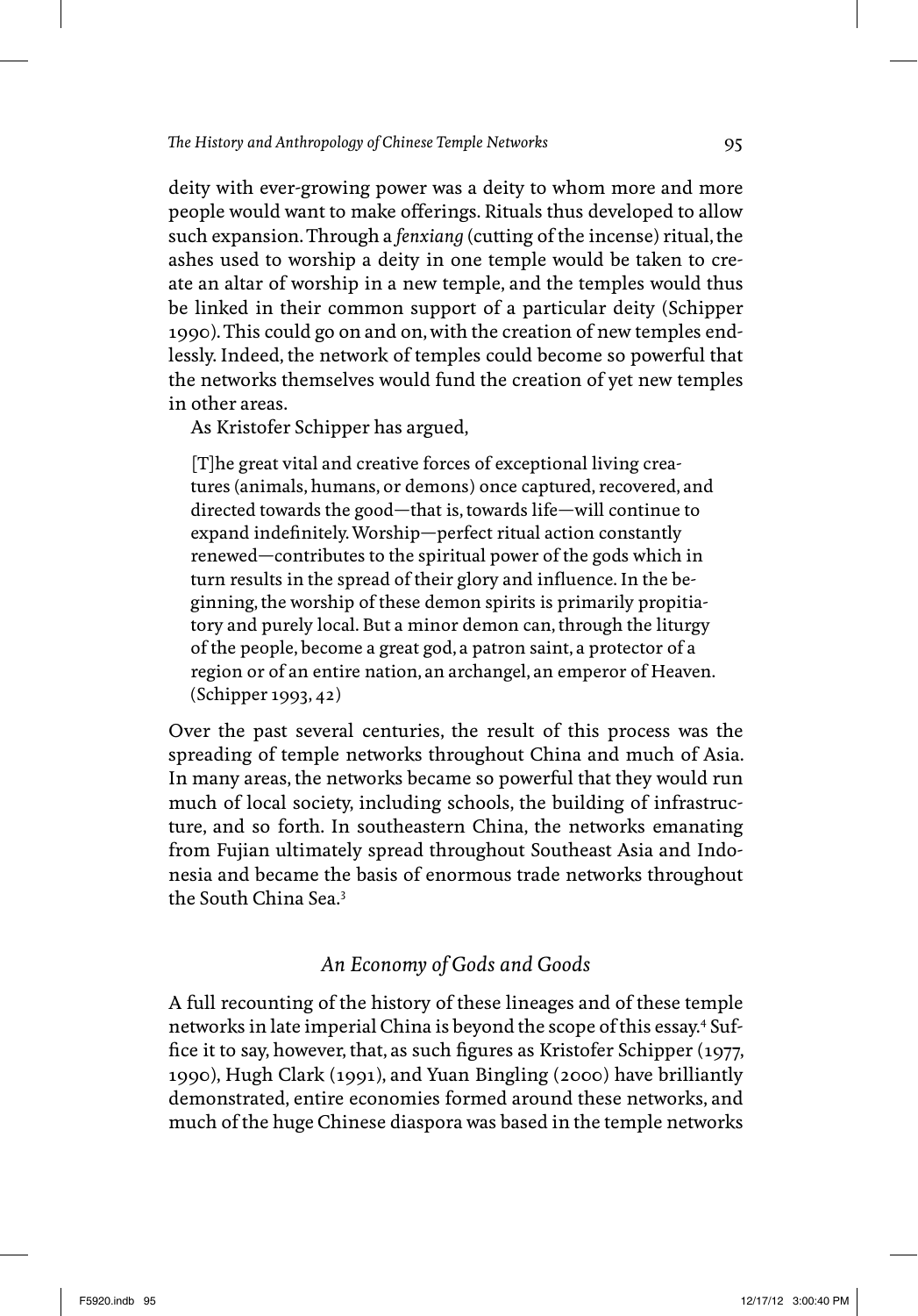deity with ever-growing power was a deity to whom more and more people would want to make offerings. Rituals thus developed to allow such expansion. Through a *fenxiang* (cutting of the incense) ritual, the ashes used to worship a deity in one temple would be taken to create an altar of worship in a new temple, and the temples would thus be linked in their common support of a particular deity (Schipper 1990). This could go on and on, with the creation of new temples endlessly. Indeed, the network of temples could become so powerful that the networks themselves would fund the creation of yet new temples in other areas.

As Kristofer Schipper has argued,

> [T]he great vital and creative forces of exceptional living creatures (animals, humans, or demons) once captured, recovered, and directed towards the good—that is, towards life—will continue to expand indefinitely. Worship—perfect ritual action constantly renewed—contributes to the spiritual power of the gods which in turn results in the spread of their glory and influence. In the beginning, the worship of these demon spirits is primarily propitiatory and purely local. But a minor demon can, through the liturgy of the people, become a great god, a patron saint, a protector of a region or of an entire nation, an archangel, an emperor of Heaven. (Schipper 1993, 42)

Over the past several centuries, the result of this process was the spreading of temple networks throughout China and much of Asia. In many areas, the networks became so powerful that they would run much of local society, including schools, the building of infrastructure, and so forth. In southeastern China, the networks emanating from Fujian ultimately spread throughout Southeast Asia and Indonesia and became the basis of enormous trade networks throughout the South China Sea.[3]

## *An Economy of Gods and Goods*

A full recounting of the history of these lineages and of these temple networks in late imperial China is beyond the scope of this essay.[4] Suffice it to say, however, that, as such figures as Kristofer Schipper (1977, 1990), Hugh Clark (1991), and Yuan Bingling (2000) have brilliantly demonstrated, entire economies formed around these networks, and much of the huge Chinese diaspora was based in the temple networks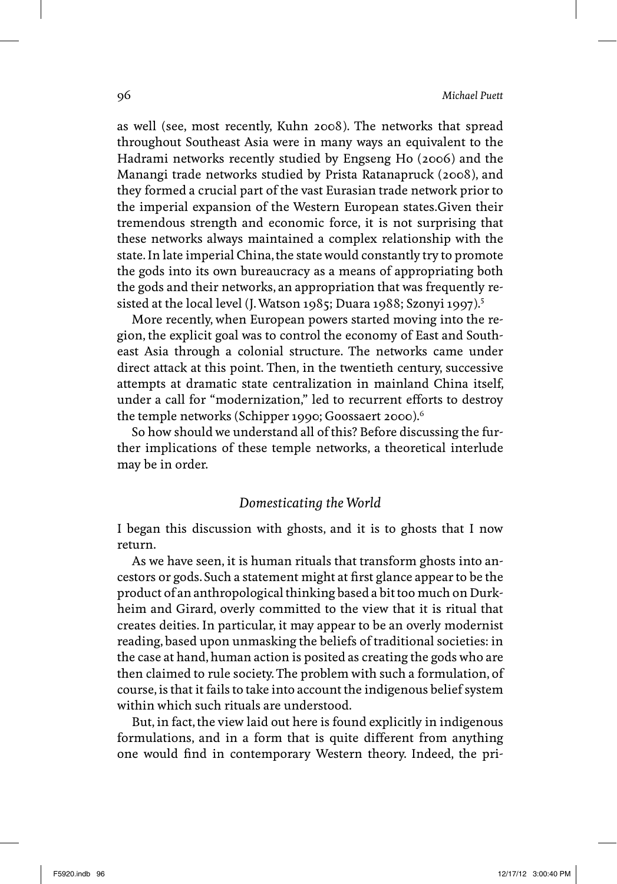as well (see, most recently, Kuhn 2008). The networks that spread throughout Southeast Asia were in many ways an equivalent to the Hadrami networks recently studied by Engseng Ho (2006) and the Manangi trade networks studied by Prista Ratanapruck (2008), and they formed a crucial part of the vast Eurasian trade network prior to the imperial expansion of the Western European states.Given their tremendous strength and economic force, it is not surprising that these networks always maintained a complex relationship with the state. In late imperial China, the state would constantly try to promote the gods into its own bureaucracy as a means of appropriating both the gods and their networks, an appropriation that was frequently resisted at the local level (J. Watson 1985; Duara 1988; Szonyi 1997).[5]

More recently, when European powers started moving into the region, the explicit goal was to control the economy of East and Southeast Asia through a colonial structure. The networks came under direct attack at this point. Then, in the twentieth century, successive attempts at dramatic state centralization in mainland China itself, under a call for "modernization," led to recurrent efforts to destroy the temple networks (Schipper 1990; Goossaert 2000).[6]

So how should we understand all of this? Before discussing the further implications of these temple networks, a theoretical interlude may be in order.

## *Domesticating the World*

I began this discussion with ghosts, and it is to ghosts that I now return.

As we have seen, it is human rituals that transform ghosts into ancestors or gods. Such a statement might at first glance appear to be the product of an anthropological thinking based a bit too much on Durkheim and Girard, overly committed to the view that it is ritual that creates deities. In particular, it may appear to be an overly modernist reading, based upon unmasking the beliefs of traditional societies: in the case at hand, human action is posited as creating the gods who are then claimed to rule society. The problem with such a formulation, of course, is that it fails to take into account the indigenous belief system within which such rituals are understood.

But, in fact, the view laid out here is found explicitly in indigenous formulations, and in a form that is quite different from anything one would find in contemporary Western theory. Indeed, the pri-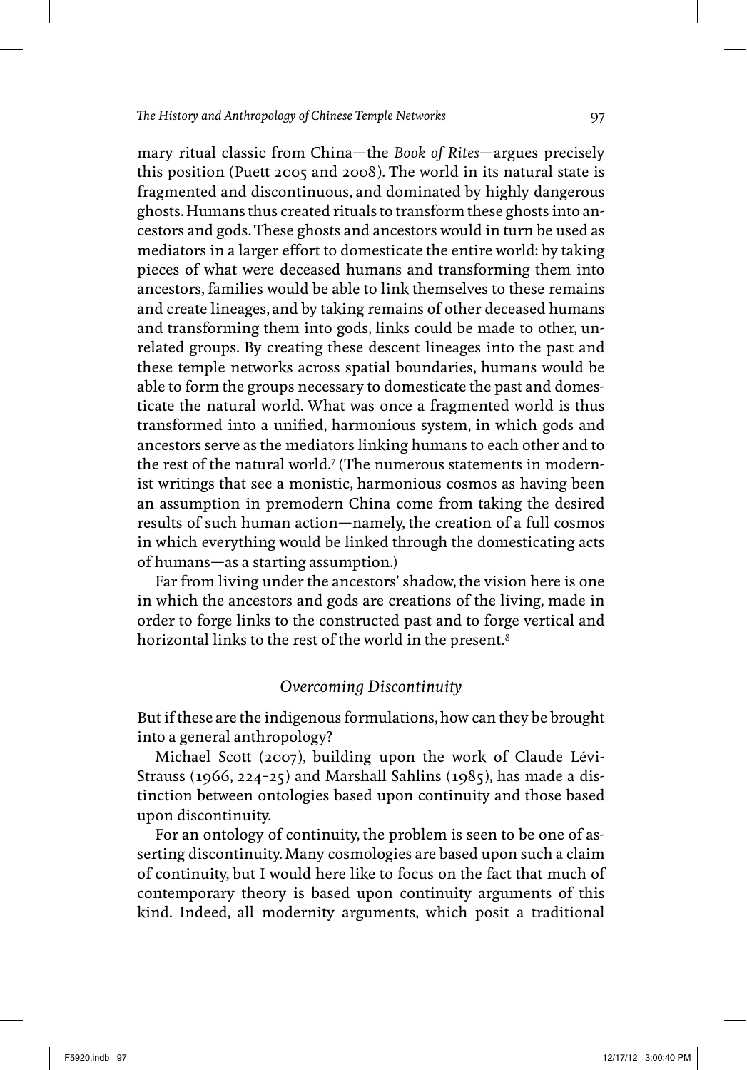mary ritual classic from China—the *Book of Rites*—argues precisely this position (Puett 2005 and 2008). The world in its natural state is fragmented and discontinuous, and dominated by highly dangerous ghosts. Humans thus created rituals to transform these ghosts into ancestors and gods. These ghosts and ancestors would in turn be used as mediators in a larger effort to domesticate the entire world: by taking pieces of what were deceased humans and transforming them into ancestors, families would be able to link themselves to these remains and create lineages, and by taking remains of other deceased humans and transforming them into gods, links could be made to other, unrelated groups. By creating these descent lineages into the past and these temple networks across spatial boundaries, humans would be able to form the groups necessary to domesticate the past and domesticate the natural world. What was once a fragmented world is thus transformed into a unified, harmonious system, in which gods and ancestors serve as the mediators linking humans to each other and to the rest of the natural world.[7] (The numerous statements in modernist writings that see a monistic, harmonious cosmos as having been an assumption in premodern China come from taking the desired results of such human action—namely, the creation of a full cosmos in which everything would be linked through the domesticating acts of humans—as a starting assumption.)

Far from living under the ancestors' shadow, the vision here is one in which the ancestors and gods are creations of the living, made in order to forge links to the constructed past and to forge vertical and horizontal links to the rest of the world in the present.[8]

### *Overcoming Discontinuity*

But if these are the indigenous formulations, how can they be brought into a general anthropology?

Michael Scott (2007), building upon the work of Claude Lévi-Strauss (1966, 224–25) and Marshall Sahlins (1985), has made a distinction between ontologies based upon continuity and those based upon discontinuity.

For an ontology of continuity, the problem is seen to be one of asserting discontinuity. Many cosmologies are based upon such a claim of continuity, but I would here like to focus on the fact that much of contemporary theory is based upon continuity arguments of this kind. Indeed, all modernity arguments, which posit a traditional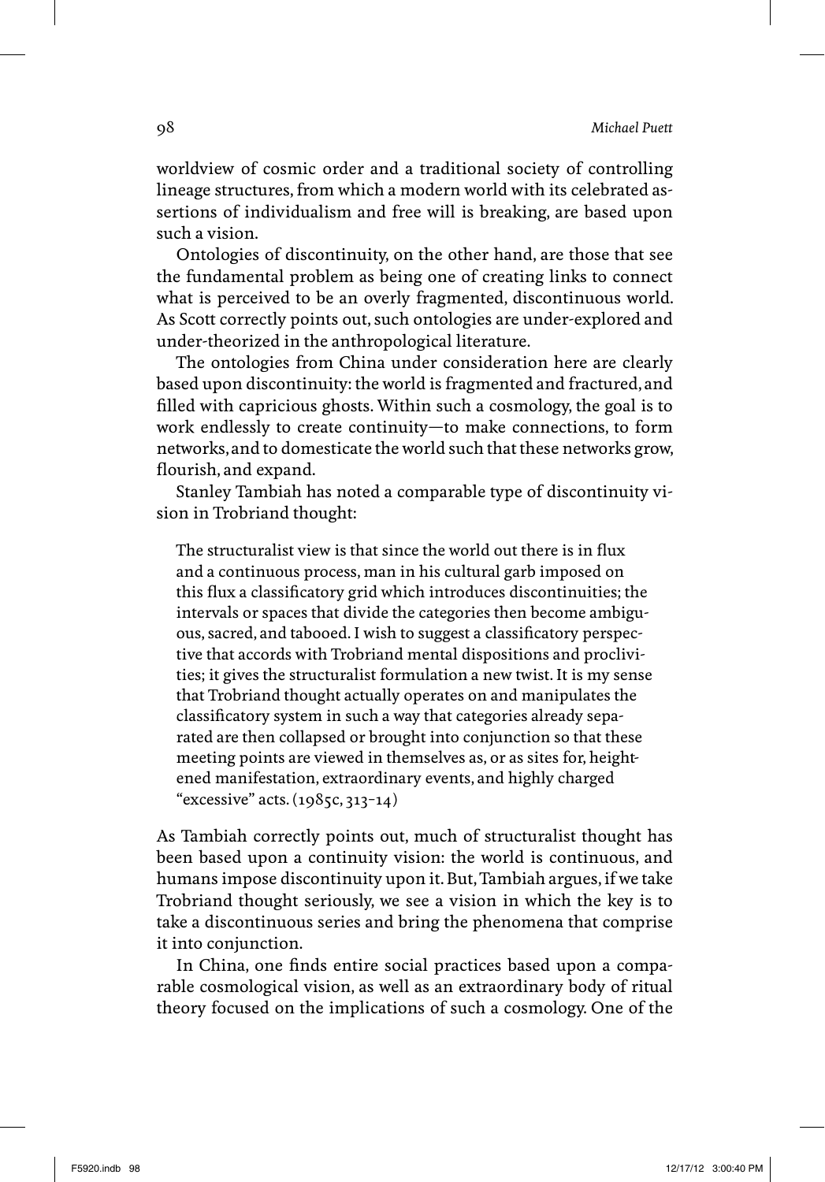worldview of cosmic order and a traditional society of controlling lineage structures, from which a modern world with its celebrated assertions of individualism and free will is breaking, are based upon such a vision.

Ontologies of discontinuity, on the other hand, are those that see the fundamental problem as being one of creating links to connect what is perceived to be an overly fragmented, discontinuous world. As Scott correctly points out, such ontologies are under-explored and under-theorized in the anthropological literature.

The ontologies from China under consideration here are clearly based upon discontinuity: the world is fragmented and fractured, and filled with capricious ghosts. Within such a cosmology, the goal is to work endlessly to create continuity—to make connections, to form networks, and to domesticate the world such that these networks grow, flourish, and expand.

Stanley Tambiah has noted a comparable type of discontinuity vision in Trobriand thought:

> The structuralist view is that since the world out there is in flux and a continuous process, man in his cultural garb imposed on this flux a classificatory grid which introduces discontinuities; the intervals or spaces that divide the categories then become ambiguous, sacred, and tabooed. I wish to suggest a classificatory perspective that accords with Trobriand mental dispositions and proclivities; it gives the structuralist formulation a new twist. It is my sense that Trobriand thought actually operates on and manipulates the classificatory system in such a way that categories already separated are then collapsed or brought into conjunction so that these meeting points are viewed in themselves as, or as sites for, heightened manifestation, extraordinary events, and highly charged "excessive" acts. (1985c, 313–14)

As Tambiah correctly points out, much of structuralist thought has been based upon a continuity vision: the world is continuous, and humans impose discontinuity upon it. But, Tambiah argues, if we take Trobriand thought seriously, we see a vision in which the key is to take a discontinuous series and bring the phenomena that comprise it into conjunction.

In China, one finds entire social practices based upon a comparable cosmological vision, as well as an extraordinary body of ritual theory focused on the implications of such a cosmology. One of the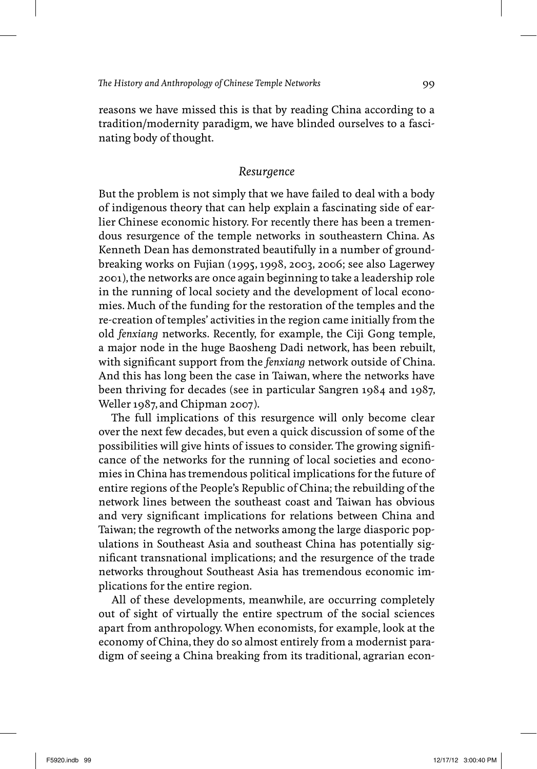reasons we have missed this is that by reading China according to a tradition/modernity paradigm, we have blinded ourselves to a fascinating body of thought.

## *Resurgence*

But the problem is not simply that we have failed to deal with a body of indigenous theory that can help explain a fascinating side of earlier Chinese economic history. For recently there has been a tremendous resurgence of the temple networks in southeastern China. As Kenneth Dean has demonstrated beautifully in a number of groundbreaking works on Fujian (1995, 1998, 2003, 2006; see also Lagerwey 2001), the networks are once again beginning to take a leadership role in the running of local society and the development of local economies. Much of the funding for the restoration of the temples and the re-creation of temples' activities in the region came initially from the old *fenxiang* networks. Recently, for example, the Ciji Gong temple, a major node in the huge Baosheng Dadi network, has been rebuilt, with significant support from the *fenxiang* network outside of China. And this has long been the case in Taiwan, where the networks have been thriving for decades (see in particular Sangren 1984 and 1987, Weller 1987, and Chipman 2007).

The full implications of this resurgence will only become clear over the next few decades, but even a quick discussion of some of the possibilities will give hints of issues to consider. The growing significance of the networks for the running of local societies and economies in China has tremendous political implications for the future of entire regions of the People's Republic of China; the rebuilding of the network lines between the southeast coast and Taiwan has obvious and very significant implications for relations between China and Taiwan; the regrowth of the networks among the large diasporic populations in Southeast Asia and southeast China has potentially significant transnational implications; and the resurgence of the trade networks throughout Southeast Asia has tremendous economic implications for the entire region.

All of these developments, meanwhile, are occurring completely out of sight of virtually the entire spectrum of the social sciences apart from anthropology. When economists, for example, look at the economy of China, they do so almost entirely from a modernist paradigm of seeing a China breaking from its traditional, agrarian econ-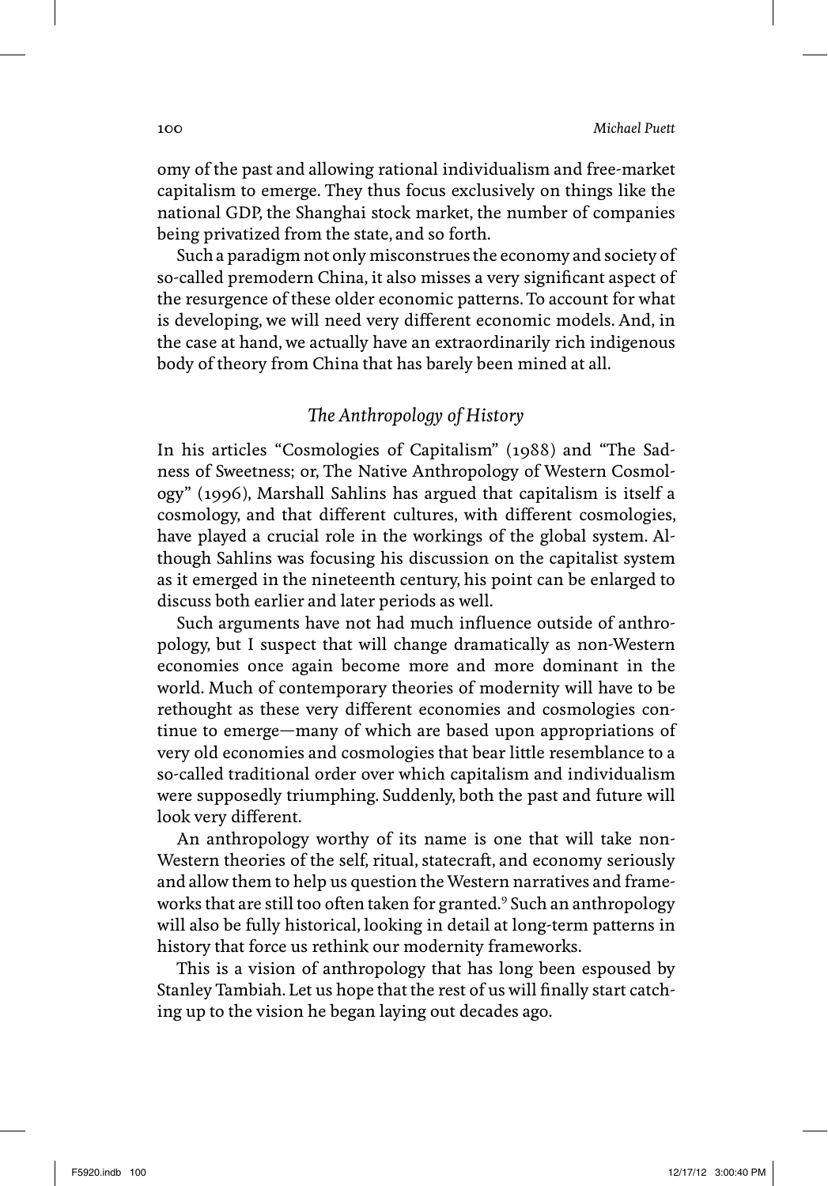omy of the past and allowing rational individualism and free-market capitalism to emerge. They thus focus exclusively on things like the national GDP, the Shanghai stock market, the number of companies being privatized from the state, and so forth.

Such a paradigm not only misconstrues the economy and society of so-called premodern China, it also misses a very significant aspect of the resurgence of these older economic patterns. To account for what is developing, we will need very different economic models. And, in the case at hand, we actually have an extraordinarily rich indigenous body of theory from China that has barely been mined at all.

## *The Anthropology of History*

In his articles "Cosmologies of Capitalism" (1988) and "The Sadness of Sweetness; or, The Native Anthropology of Western Cosmology" (1996), Marshall Sahlins has argued that capitalism is itself a cosmology, and that different cultures, with different cosmologies, have played a crucial role in the workings of the global system. Although Sahlins was focusing his discussion on the capitalist system as it emerged in the nineteenth century, his point can be enlarged to discuss both earlier and later periods as well.

Such arguments have not had much influence outside of anthropology, but I suspect that will change dramatically as non-Western economies once again become more and more dominant in the world. Much of contemporary theories of modernity will have to be rethought as these very different economies and cosmologies continue to emerge—many of which are based upon appropriations of very old economies and cosmologies that bear little resemblance to a so-called traditional order over which capitalism and individualism were supposedly triumphing. Suddenly, both the past and future will look very different.

An anthropology worthy of its name is one that will take non-Western theories of the self, ritual, statecraft, and economy seriously and allow them to help us question the Western narratives and frameworks that are still too often taken for granted.[9] Such an anthropology will also be fully historical, looking in detail at long-term patterns in history that force us rethink our modernity frameworks.

This is a vision of anthropology that has long been espoused by Stanley Tambiah. Let us hope that the rest of us will finally start catching up to the vision he began laying out decades ago.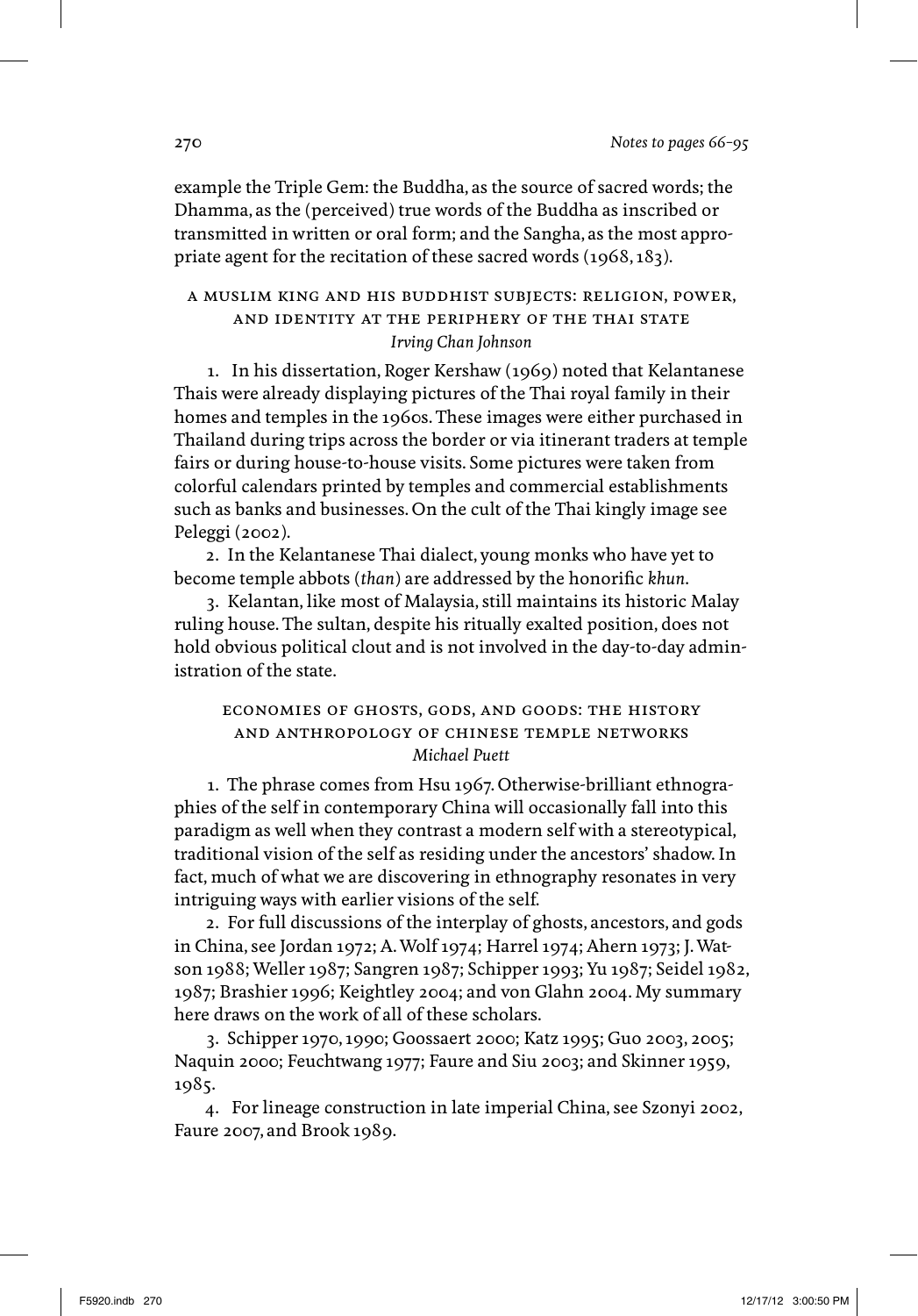example the Triple Gem: the Buddha, as the source of sacred words; the Dhamma, as the (perceived) true words of the Buddha as inscribed or transmitted in written or oral form; and the Sangha, as the most appropriate agent for the recitation of these sacred words (1968, 183).

### A Muslim King and His Buddhist Subjects: Religion, Power, and Identity at the Periphery of the Thai State

*Irving Chan Johnson*

1. In his dissertation, Roger Kershaw (1969) noted that Kelantanese Thais were already displaying pictures of the Thai royal family in their homes and temples in the 1960s. These images were either purchased in Thailand during trips across the border or via itinerant traders at temple fairs or during house-to-house visits. Some pictures were taken from colorful calendars printed by temples and commercial establishments such as banks and businesses. On the cult of the Thai kingly image see Peleggi (2002).

2. In the Kelantanese Thai dialect, young monks who have yet to become temple abbots (*than*) are addressed by the honorific *khun*.

3. Kelantan, like most of Malaysia, still maintains its historic Malay ruling house. The sultan, despite his ritually exalted position, does not hold obvious political clout and is not involved in the day-to-day administration of the state.

### Economies of Ghosts, Gods, and Goods: The History and Anthropology of Chinese Temple Networks

*Michael Puett*

1. The phrase comes from Hsu 1967. Otherwise-brilliant ethnographies of the self in contemporary China will occasionally fall into this paradigm as well when they contrast a modern self with a stereotypical, traditional vision of the self as residing under the ancestors' shadow. In fact, much of what we are discovering in ethnography resonates in very intriguing ways with earlier visions of the self.

2. For full discussions of the interplay of ghosts, ancestors, and gods in China, see Jordan 1972; A. Wolf 1974; Harrel 1974; Ahern 1973; J. Watson 1988; Weller 1987; Sangren 1987; Schipper 1993; Yu 1987; Seidel 1982, 1987; Brashier 1996; Keightley 2004; and von Glahn 2004. My summary here draws on the work of all of these scholars.

3. Schipper 1970, 1990; Goossaert 2000; Katz 1995; Guo 2003, 2005; Naquin 2000; Feuchtwang 1977; Faure and Siu 2003; and Skinner 1959, 1985.

4. For lineage construction in late imperial China, see Szonyi 2002, Faure 2007, and Brook 1989.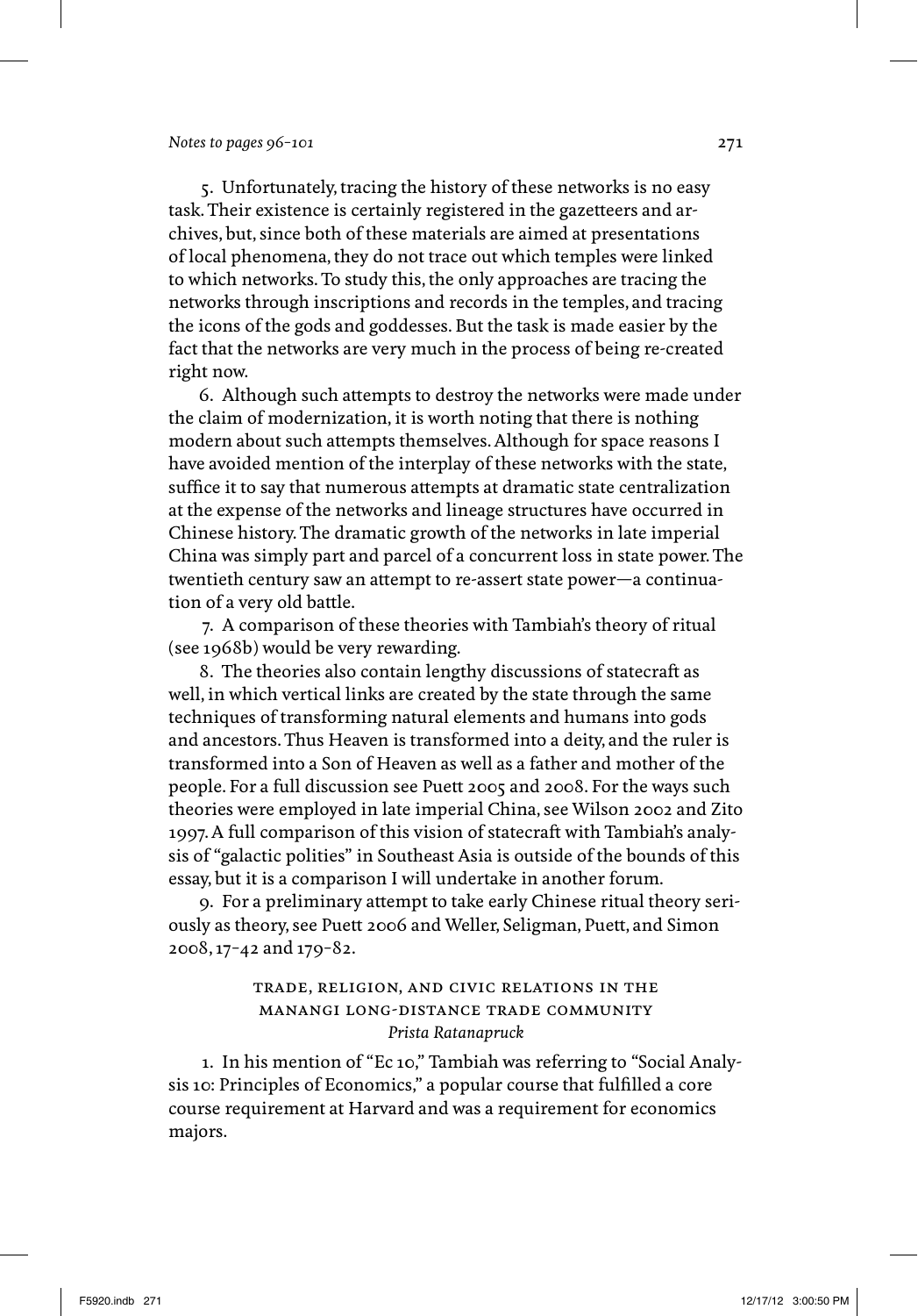5. Unfortunately, tracing the history of these networks is no easy task. Their existence is certainly registered in the gazetteers and archives, but, since both of these materials are aimed at presentations of local phenomena, they do not trace out which temples were linked to which networks. To study this, the only approaches are tracing the networks through inscriptions and records in the temples, and tracing the icons of the gods and goddesses. But the task is made easier by the fact that the networks are very much in the process of being re-created right now.

6. Although such attempts to destroy the networks were made under the claim of modernization, it is worth noting that there is nothing modern about such attempts themselves. Although for space reasons I have avoided mention of the interplay of these networks with the state, suffice it to say that numerous attempts at dramatic state centralization at the expense of the networks and lineage structures have occurred in Chinese history. The dramatic growth of the networks in late imperial China was simply part and parcel of a concurrent loss in state power. The twentieth century saw an attempt to re-assert state power—a continuation of a very old battle.

7. A comparison of these theories with Tambiah's theory of ritual (see 1968b) would be very rewarding.

8. The theories also contain lengthy discussions of statecraft as well, in which vertical links are created by the state through the same techniques of transforming natural elements and humans into gods and ancestors. Thus Heaven is transformed into a deity, and the ruler is transformed into a Son of Heaven as well as a father and mother of the people. For a full discussion see Puett 2005 and 2008. For the ways such theories were employed in late imperial China, see Wilson 2002 and Zito 1997. A full comparison of this vision of statecraft with Tambiah's analysis of "galactic polities" in Southeast Asia is outside of the bounds of this essay, but it is a comparison I will undertake in another forum.

9. For a preliminary attempt to take early Chinese ritual theory seriously as theory, see Puett 2006 and Weller, Seligman, Puett, and Simon 2008, 17–42 and 179–82.

## Trade, Religion, and Civic Relations in the Manangi Long-Distance Trade Community

*Prista Ratanapruck*

1. In his mention of "Ec 10," Tambiah was referring to "Social Analysis 10: Principles of Economics," a popular course that fulfilled a core course requirement at Harvard and was a requirement for economics majors.